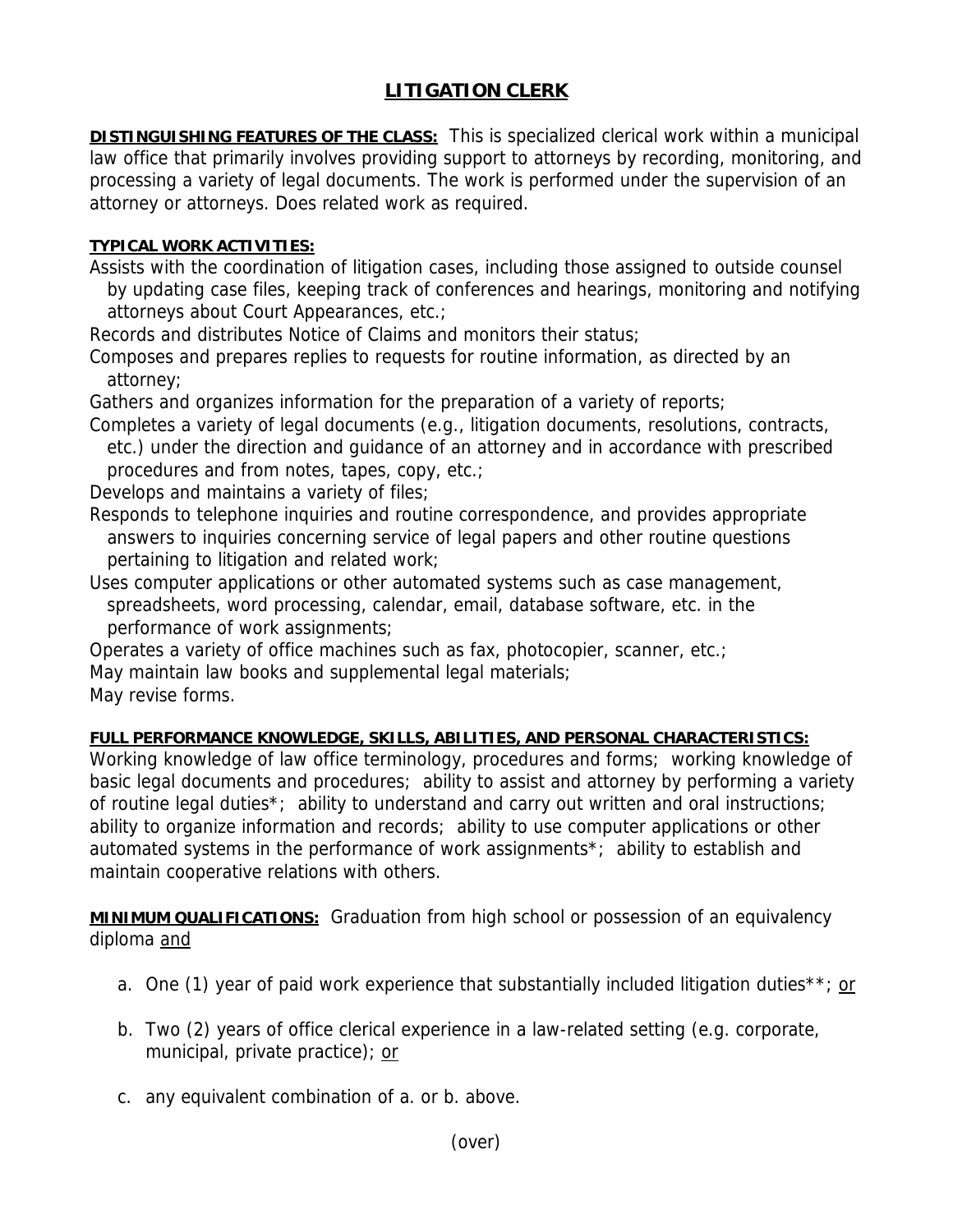# LITIGATION CLERK

**DISTINGUISHING FEATURES OF THE CLASS:** This is specialized clerical work within a municipal law office that primarily involves providing support to attorneys by recording, monitoring, and processing a variety of legal documents. The work is performed under the supervision of an attorney or attorneys. Does related work as required.

**TYPICAL WORK ACTIVITIES:**

Assists with the coordination of litigation cases, including those assigned to outside counsel by updating case files, keeping track of conferences and hearings, monitoring and notifying attorneys about Court Appearances, etc.;

Records and distributes Notice of Claims and monitors their status;

Composes and prepares replies to requests for routine information, as directed by an attorney;

Gathers and organizes information for the preparation of a variety of reports;

Completes a variety of legal documents (e.g., litigation documents, resolutions, contracts, etc.) under the direction and guidance of an attorney and in accordance with prescribed procedures and from notes, tapes, copy, etc.;

Develops and maintains a variety of files;

Responds to telephone inquiries and routine correspondence, and provides appropriate answers to inquiries concerning service of legal papers and other routine questions pertaining to litigation and related work;

Uses computer applications or other automated systems such as case management, spreadsheets, word processing, calendar, email, database software, etc. in the performance of work assignments;

Operates a variety of office machines such as fax, photocopier, scanner, etc.;

May maintain law books and supplemental legal materials;

May revise forms.

**FULL PERFORMANCE KNOWLEDGE, SKILLS, ABILITIES, AND PERSONAL CHARACTERISTICS:**

Working knowledge of law office terminology, procedures and forms; working knowledge of basic legal documents and procedures; ability to assist and attorney by performing a variety of routine legal duties*; ability to understand and carry out written and oral instructions; ability to organize information and records; ability to use computer applications or other automated systems in the performance of work assignments*; ability to establish and maintain cooperative relations with others.

**MINIMUM QUALIFICATIONS:** Graduation from high school or possession of an equivalency diploma and

a. One (1) year of paid work experience that substantially included litigation duties**; or

b. Two (2) years of office clerical experience in a law-related setting (e.g. corporate, municipal, private practice); or

c. any equivalent combination of a. or b. above.

(over)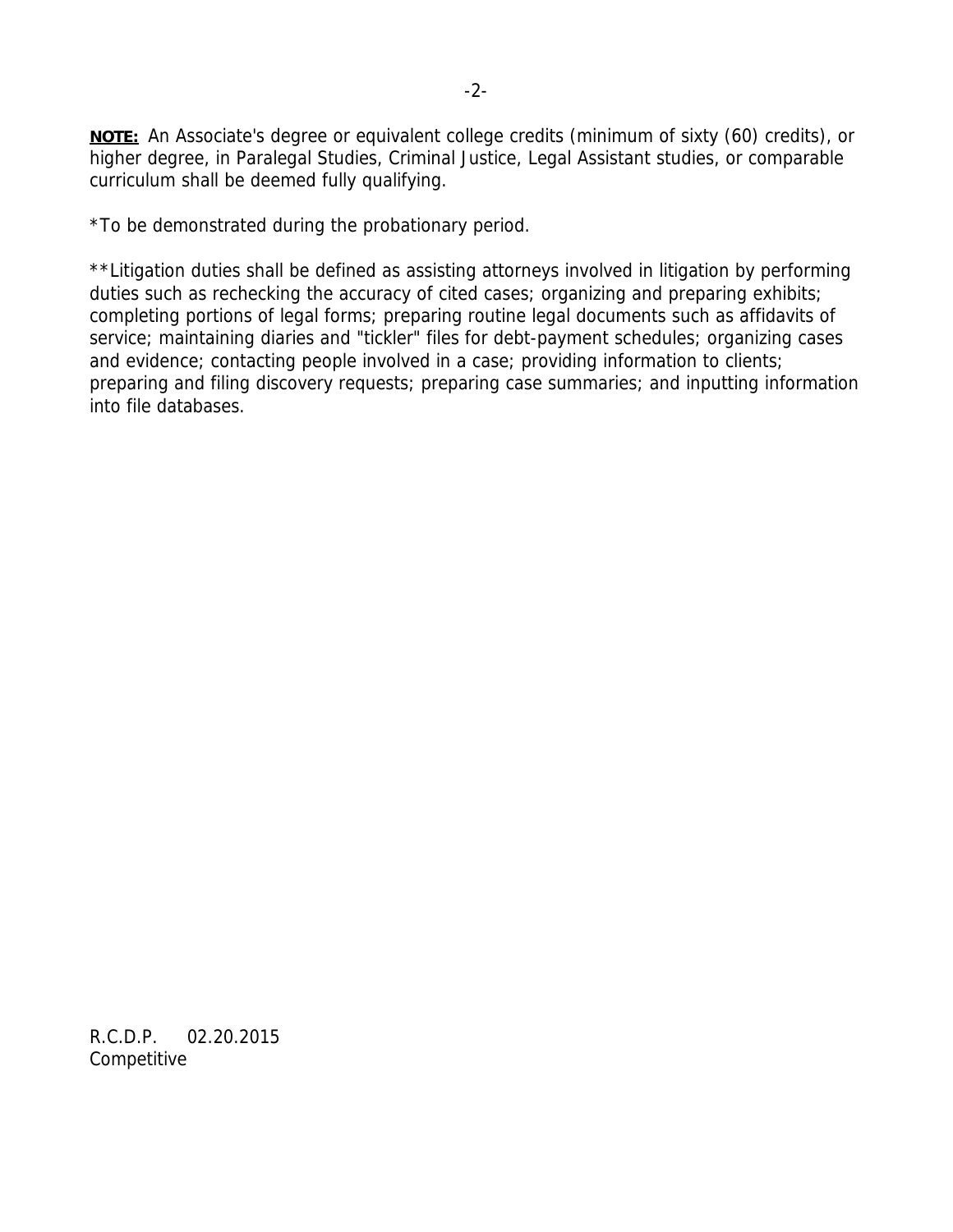**NOTE:** An Associate's degree or equivalent college credits (minimum of sixty (60) credits), or higher degree, in Paralegal Studies, Criminal Justice, Legal Assistant studies, or comparable curriculum shall be deemed fully qualifying.

*To be demonstrated during the probationary period.

**Litigation duties shall be defined as assisting attorneys involved in litigation by performing duties such as rechecking the accuracy of cited cases; organizing and preparing exhibits; completing portions of legal forms; preparing routine legal documents such as affidavits of service; maintaining diaries and "tickler" files for debt-payment schedules; organizing cases and evidence; contacting people involved in a case; providing information to clients; preparing and filing discovery requests; preparing case summaries; and inputting information into file databases.

R.C.D.P. 02.20.2015
Competitive